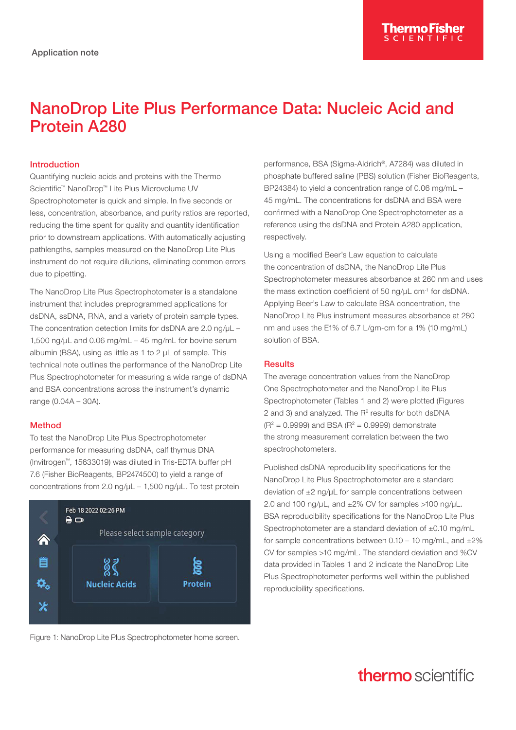Application note

# NanoDrop Lite Plus Performance Data: Nucleic Acid and Protein A280

## Introduction

Quantifying nucleic acids and proteins with the Thermo Scientific™ NanoDrop™ Lite Plus Microvolume UV Spectrophotometer is quick and simple. In five seconds or less, concentration, absorbance, and purity ratios are reported, reducing the time spent for quality and quantity identification prior to downstream applications. With automatically adjusting pathlengths, samples measured on the NanoDrop Lite Plus instrument do not require dilutions, eliminating common errors due to pipetting.

The NanoDrop Lite Plus Spectrophotometer is a standalone instrument that includes preprogrammed applications for dsDNA, ssDNA, RNA, and a variety of protein sample types. The concentration detection limits for dsDNA are 2.0 ng/µL – 1,500 ng/µL and 0.06 mg/mL – 45 mg/mL for bovine serum albumin (BSA), using as little as 1 to 2 µL of sample. This technical note outlines the performance of the NanoDrop Lite Plus Spectrophotometer for measuring a wide range of dsDNA and BSA concentrations across the instrument's dynamic range (0.04A – 30A).

## Method

To test the NanoDrop Lite Plus Spectrophotometer performance for measuring dsDNA, calf thymus DNA (Invitrogen™, 15633019) was diluted in Tris-EDTA buffer pH 7.6 (Fisher BioReagents, BP2474500) to yield a range of concentrations from 2.0 ng/µL – 1,500 ng/µL. To test protein performance, BSA (Sigma-Aldrich®, A7284) was diluted in phosphate buffered saline (PBS) solution (Fisher BioReagents, BP24384) to yield a concentration range of 0.06 mg/mL – 45 mg/mL. The concentrations for dsDNA and BSA were confirmed with a NanoDrop One Spectrophotometer as a reference using the dsDNA and Protein A280 application, respectively.

Using a modified Beer's Law equation to calculate the concentration of dsDNA, the NanoDrop Lite Plus Spectrophotometer measures absorbance at 260 nm and uses the mass extinction coefficient of 50 ng/µL $cm^{-1}$ for dsDNA. Applying Beer's Law to calculate BSA concentration, the NanoDrop Lite Plus instrument measures absorbance at 280 nm and uses the E1% of 6.7 L/gm-cm for a 1% (10 mg/mL) solution of BSA.

Figure 1: NanoDrop Lite Plus Spectrophotometer home screen.

## Results

The average concentration values from the NanoDrop One Spectrophotometer and the NanoDrop Lite Plus Spectrophotometer (Tables 1 and 2) were plotted (Figures 2 and 3) and analyzed. The $R^2$ results for both dsDNA ($R^2 = 0.9999$) and BSA ($R^2 = 0.9999$) demonstrate the strong measurement correlation between the two spectrophotometers.

Published dsDNA reproducibility specifications for the NanoDrop Lite Plus Spectrophotometer are a standard deviation of ±2 ng/µL for sample concentrations between 2.0 and 100 ng/µL, and ±2% CV for samples >100 ng/µL. BSA reproducibility specifications for the NanoDrop Lite Plus Spectrophotometer are a standard deviation of ±0.10 mg/mL for sample concentrations between 0.10 – 10 mg/mL, and ±2% CV for samples >10 mg/mL. The standard deviation and %CV data provided in Tables 1 and 2 indicate the NanoDrop Lite Plus Spectrophotometer performs well within the published reproducibility specifications.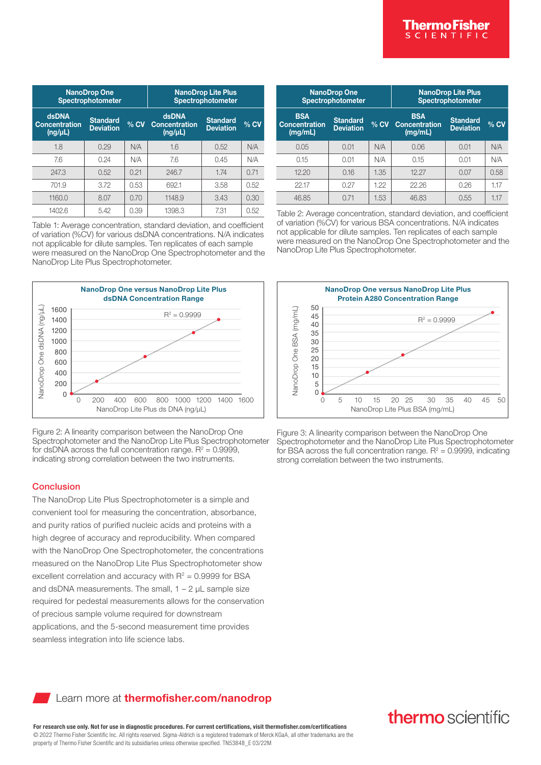| NanoDrop One Spectrophotometer | | | NanoDrop Lite Plus Spectrophotometer | | |
|---|---|---|---|---|---|
| dsDNA Concentration (ng/µL) | Standard Deviation | % CV | dsDNA Concentration (ng/µL) | Standard Deviation | % CV |
| 1.8 | 0.29 | N/A | 1.6 | 0.52 | N/A |
| 7.6 | 0.24 | N/A | 7.6 | 0.45 | N/A |
| 247.3 | 0.52 | 0.21 | 246.7 | 1.74 | 0.71 |
| 701.9 | 3.72 | 0.53 | 692.1 | 3.58 | 0.52 |
| 1160.0 | 8.07 | 0.70 | 1148.9 | 3.43 | 0.30 |
| 1402.6 | 5.42 | 0.39 | 1398.3 | 7.31 | 0.52 |

Table 1: Average concentration, standard deviation, and coefficient of variation (%CV) for various dsDNA concentrations. N/A indicates not applicable for dilute samples. Ten replicates of each sample were measured on the NanoDrop One Spectrophotometer and the NanoDrop Lite Plus Spectrophotometer.

| NanoDrop One Spectrophotometer | | | NanoDrop Lite Plus Spectrophotometer | | |
|---|---|---|---|---|---|
| BSA Concentration (mg/mL) | Standard Deviation | % CV | BSA Concentration (mg/mL) | Standard Deviation | % CV |
| 0.05 | 0.01 | N/A | 0.06 | 0.01 | N/A |
| 0.15 | 0.01 | N/A | 0.15 | 0.01 | N/A |
| 12.20 | 0.16 | 1.35 | 12.27 | 0.07 | 0.58 |
| 22.17 | 0.27 | 1.22 | 22.26 | 0.26 | 1.17 |
| 46.85 | 0.71 | 1.53 | 46.83 | 0.55 | 1.17 |

Table 2: Average concentration, standard deviation, and coefficient of variation (%CV) for various BSA concentrations. N/A indicates not applicable for dilute samples. Ten replicates of each sample were measured on the NanoDrop One Spectrophotometer and the NanoDrop Lite Plus Spectrophotometer.

NanoDrop One versus NanoDrop Lite Plus
dsDNA Concentration Range

$R^2$ = 0.9999

NanoDrop One dsDNA (ng/µL)

0, 200, 400, 600, 800, 1000, 1200, 1400, 1600

NanoDrop Lite Plus ds DNA (ng/µL)

Figure 2: A linearity comparison between the NanoDrop One Spectrophotometer and the NanoDrop Lite Plus Spectrophotometer for dsDNA across the full concentration range. $R^2$ = 0.9999, indicating strong correlation between the two instruments.

NanoDrop One versus NanoDrop Lite Plus
Protein A280 Concentration Range

$R^2$ = 0.9999

NanoDrop One BSA (mg/mL)

0, 5, 10, 15, 20, 25, 30, 35, 40, 45, 50

NanoDrop Lite Plus BSA (mg/mL)

Figure 3: A linearity comparison between the NanoDrop One Spectrophotometer and the NanoDrop Lite Plus Spectrophotometer for BSA across the full concentration range. $R^2$ = 0.9999, indicating strong correlation between the two instruments.

## Conclusion

The NanoDrop Lite Plus Spectrophotometer is a simple and convenient tool for measuring the concentration, absorbance, and purity ratios of purified nucleic acids and proteins with a high degree of accuracy and reproducibility. When compared with the NanoDrop One Spectrophotometer, the concentrations measured on the NanoDrop Lite Plus Spectrophotometer show excellent correlation and accuracy with $R^2$ = 0.9999 for BSA and dsDNA measurements. The small, 1 – 2 µL sample size required for pedestal measurements allows for the conservation of precious sample volume required for downstream applications, and the 5-second measurement time provides seamless integration into life science labs.

Learn more at **thermofisher.com/nanodrop**

**For research use only. Not for use in diagnostic procedures. For current certifications, visit thermofisher.com/certifications**
© 2022 Thermo Fisher Scientific Inc. All rights reserved. Sigma-Aldrich is a registered trademark of Merck KGaA, all other trademarks are the property of Thermo Fisher Scientific and its subsidiaries unless otherwise specified. TN53848_E 03/22M